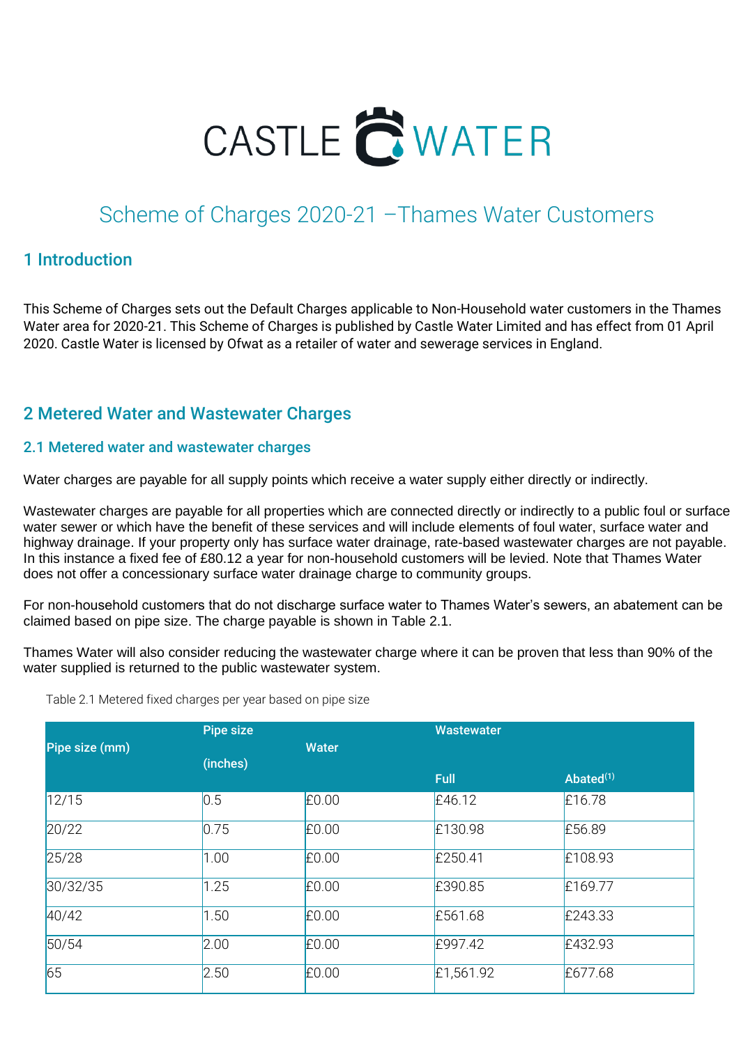# CASTLE WATER

## Scheme of Charges 2020-21 –Thames Water Customers

## 1 Introduction

This Scheme of Charges sets out the Default Charges applicable to Non-Household water customers in the Thames Water area for 2020-21. This Scheme of Charges is published by Castle Water Limited and has effect from 01 April 2020. Castle Water is licensed by Ofwat as a retailer of water and sewerage services in England.

## 2 Metered Water and Wastewater Charges

### 2.1 Metered water and wastewater charges

Water charges are payable for all supply points which receive a water supply either directly or indirectly.

Wastewater charges are payable for all properties which are connected directly or indirectly to a public foul or surface water sewer or which have the benefit of these services and will include elements of foul water, surface water and highway drainage. If your property only has surface water drainage, rate-based wastewater charges are not payable. In this instance a fixed fee of £80.12 a year for non-household customers will be levied. Note that Thames Water does not offer a concessionary surface water drainage charge to community groups.

For non-household customers that do not discharge surface water to Thames Water's sewers, an abatement can be claimed based on pipe size. The charge payable is shown in Table 2.1.

Thames Water will also consider reducing the wastewater charge where it can be proven that less than 90% of the water supplied is returned to the public wastewater system.

Table 2.1 Metered fixed charges per year based on pipe size

| Pipe size (mm) | Pipe size (inches) | Water | Wastewater | |
|---|---|---|---|---|
| | | | Full | Abated[(1)] |
| 12/15 | 0.5 | £0.00 | £46.12 | £16.78 |
| 20/22 | 0.75 | £0.00 | £130.98 | £56.89 |
| 25/28 | 1.00 | £0.00 | £250.41 | £108.93 |
| 30/32/35 | 1.25 | £0.00 | £390.85 | £169.77 |
| 40/42 | 1.50 | £0.00 | £561.68 | £243.33 |
| 50/54 | 2.00 | £0.00 | £997.42 | £432.93 |
| 65 | 2.50 | £0.00 | £1,561.92 | £677.68 |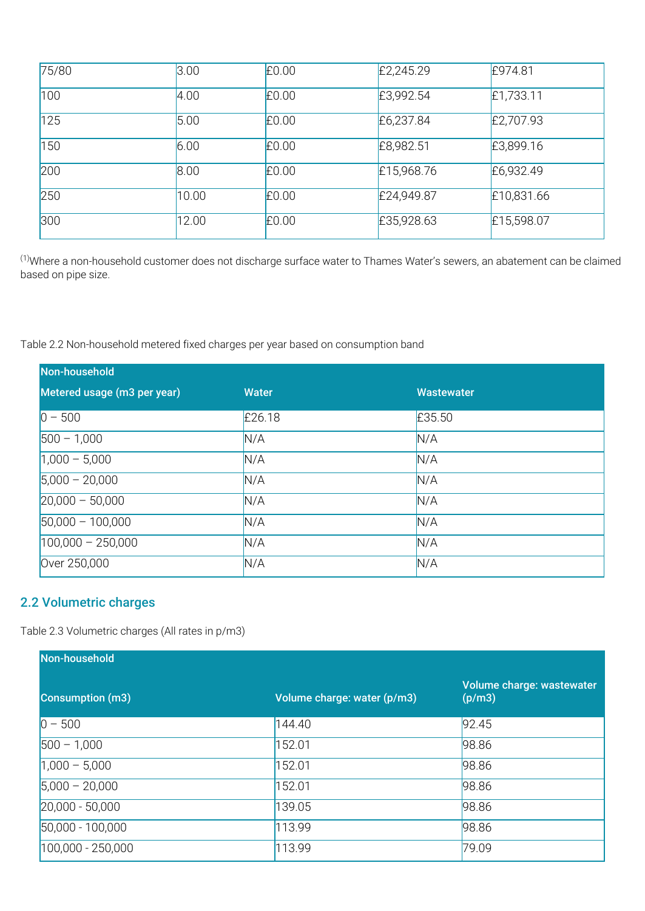| 75/80 | 3.00 | £0.00 | £2,245.29 | £974.81 |
|---|---|---|---|---|
| 100 | 4.00 | £0.00 | £3,992.54 | £1,733.11 |
| 125 | 5.00 | £0.00 | £6,237.84 | £2,707.93 |
| 150 | 6.00 | £0.00 | £8,982.51 | £3,899.16 |
| 200 | 8.00 | £0.00 | £15,968.76 | £6,932.49 |
| 250 | 10.00 | £0.00 | £24,949.87 | £10,831.66 |
| 300 | 12.00 | £0.00 | £35,928.63 | £15,598.07 |

[1]Where a non-household customer does not discharge surface water to Thames Water's sewers, an abatement can be claimed based on pipe size.

Table 2.2 Non-household metered fixed charges per year based on consumption band

| Non-household | | |
|---|---|---|
| **Metered usage (m3 per year)** | **Water** | **Wastewater** |
| 0 – 500 | £26.18 | £35.50 |
| 500 – 1,000 | N/A | N/A |
| 1,000 – 5,000 | N/A | N/A |
| 5,000 – 20,000 | N/A | N/A |
| 20,000 – 50,000 | N/A | N/A |
| 50,000 – 100,000 | N/A | N/A |
| 100,000 – 250,000 | N/A | N/A |
| Over 250,000 | N/A | N/A |

## 2.2 Volumetric charges

Table 2.3 Volumetric charges (All rates in p/m3)

| Non-household | | |
|---|---|---|
| **Consumption (m3)** | **Volume charge: water (p/m3)** | **Volume charge: wastewater (p/m3)** |
| 0 – 500 | 144.40 | 92.45 |
| 500 – 1,000 | 152.01 | 98.86 |
| 1,000 – 5,000 | 152.01 | 98.86 |
| 5,000 – 20,000 | 152.01 | 98.86 |
| 20,000 - 50,000 | 139.05 | 98.86 |
| 50,000 - 100,000 | 113.99 | 98.86 |
| 100,000 - 250,000 | 113.99 | 79.09 |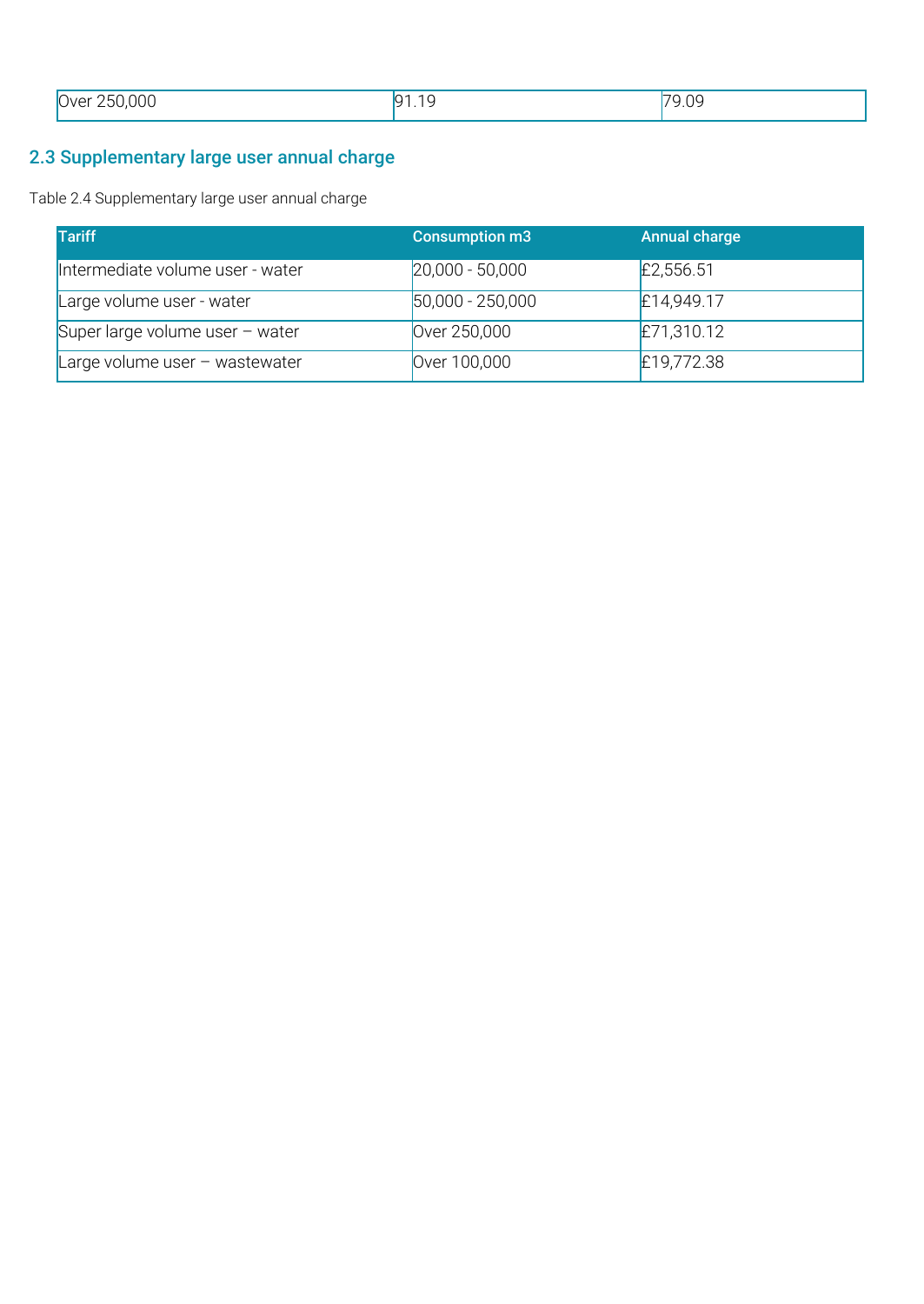| Over 250,000 | 91.19 | 79.09 |
|---|---|---|

## 2.3 Supplementary large user annual charge

Table 2.4 Supplementary large user annual charge

| Tariff | Consumption m3 | Annual charge |
|---|---|---|
| Intermediate volume user - water | 20,000 - 50,000 | £2,556.51 |
| Large volume user - water | 50,000 - 250,000 | £14,949.17 |
| Super large volume user – water | Over 250,000 | £71,310.12 |
| Large volume user – wastewater | Over 100,000 | £19,772.38 |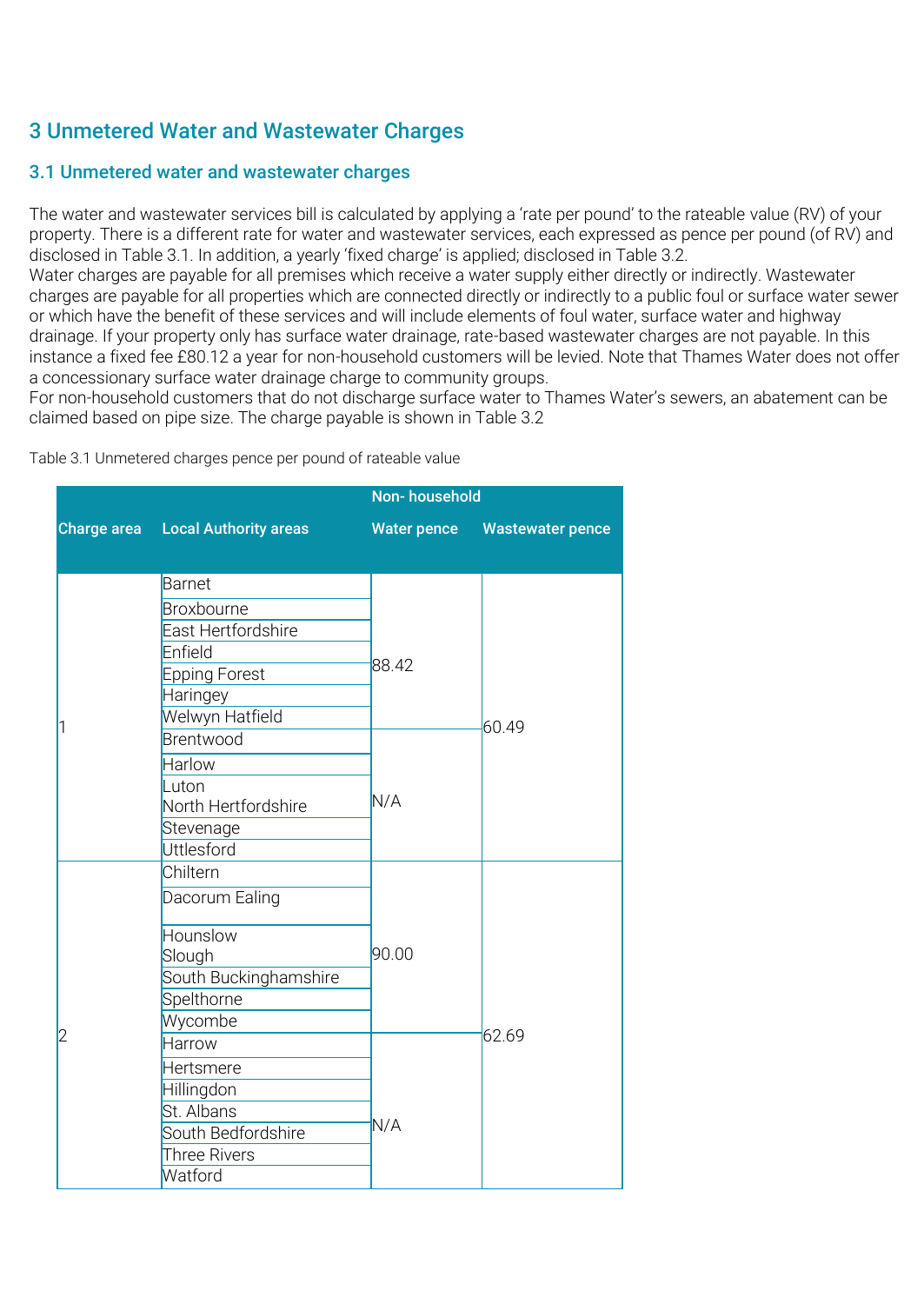# 3 Unmetered Water and Wastewater Charges

## 3.1 Unmetered water and wastewater charges

The water and wastewater services bill is calculated by applying a 'rate per pound' to the rateable value (RV) of your property. There is a different rate for water and wastewater services, each expressed as pence per pound (of RV) and disclosed in Table 3.1. In addition, a yearly 'fixed charge' is applied; disclosed in Table 3.2.
Water charges are payable for all premises which receive a water supply either directly or indirectly. Wastewater charges are payable for all properties which are connected directly or indirectly to a public foul or surface water sewer or which have the benefit of these services and will include elements of foul water, surface water and highway drainage. If your property only has surface water drainage, rate-based wastewater charges are not payable. In this instance a fixed fee £80.12 a year for non-household customers will be levied. Note that Thames Water does not offer a concessionary surface water drainage charge to community groups.
For non-household customers that do not discharge surface water to Thames Water's sewers, an abatement can be claimed based on pipe size. The charge payable is shown in Table 3.2

Table 3.1 Unmetered charges pence per pound of rateable value

| Charge area | Local Authority areas | Non- household | |
|---|---|---|---|
| | | Water pence | Wastewater pence |
| 1 | Barnet | 88.42 | 60.49 |
| 1 | Broxbourne | 88.42 | 60.49 |
| 1 | East Hertfordshire | 88.42 | 60.49 |
| 1 | Enfield | 88.42 | 60.49 |
| 1 | Epping Forest | 88.42 | 60.49 |
| 1 | Haringey | 88.42 | 60.49 |
| 1 | Welwyn Hatfield | 88.42 | 60.49 |
| 1 | Brentwood | N/A | 60.49 |
| 1 | Harlow | N/A | 60.49 |
| 1 | Luton<br>North Hertfordshire | N/A | 60.49 |
| 1 | Stevenage | N/A | 60.49 |
| 1 | Uttlesford | N/A | 60.49 |
| 2 | Chiltern | 90.00 | 62.69 |
| 2 | Dacorum Ealing | 90.00 | 62.69 |
| 2 | Hounslow<br>Slough | 90.00 | 62.69 |
| 2 | South Buckinghamshire | 90.00 | 62.69 |
| 2 | Spelthorne | 90.00 | 62.69 |
| 2 | Wycombe | 90.00 | 62.69 |
| 2 | Harrow | N/A | 62.69 |
| 2 | Hertsmere | N/A | 62.69 |
| 2 | Hillingdon | N/A | 62.69 |
| 2 | St. Albans | N/A | 62.69 |
| 2 | South Bedfordshire | N/A | 62.69 |
| 2 | Three Rivers | N/A | 62.69 |
| 2 | Watford | N/A | 62.69 |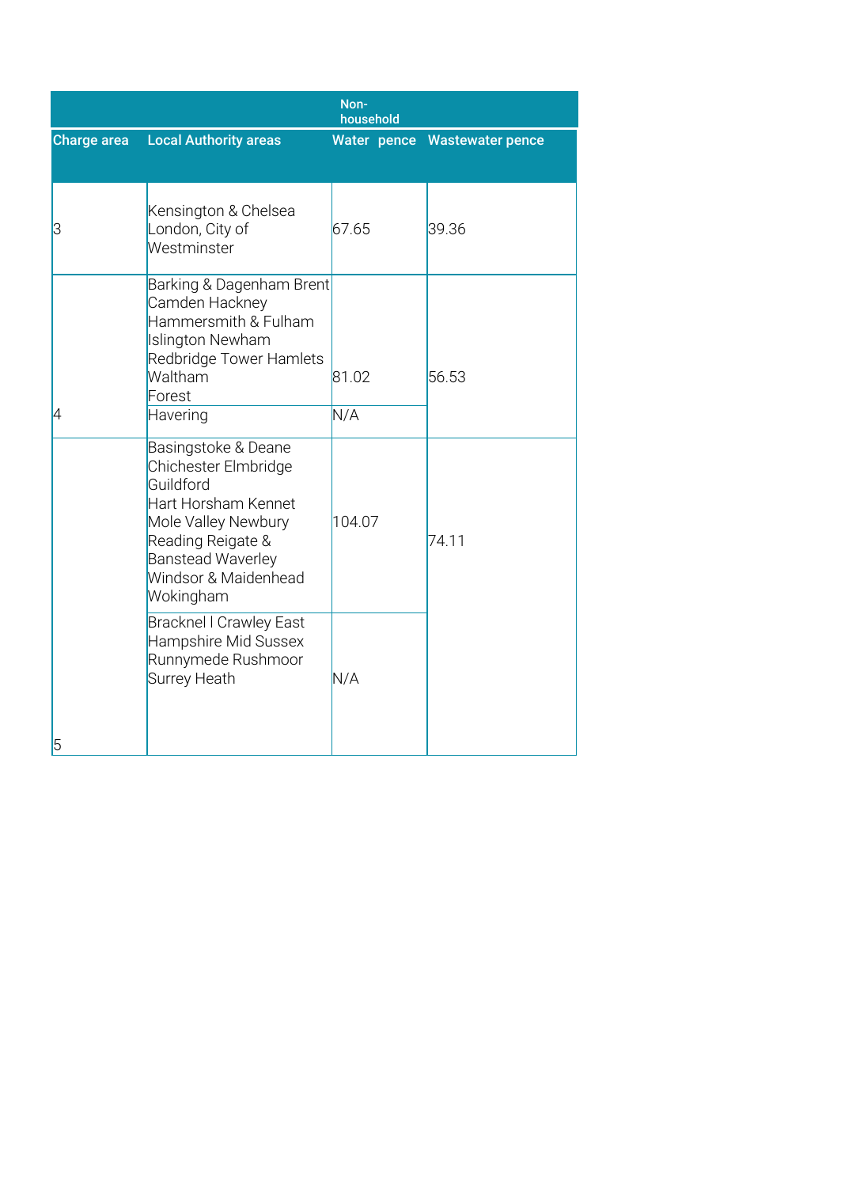| Charge area | Local Authority areas | Non-household Water pence | Wastewater pence |
|---|---|---|---|
| 3 | Kensington & Chelsea London, City of Westminster | 67.65 | 39.36 |
| 4 | Barking & Dagenham Brent Camden Hackney Hammersmith & Fulham Islington Newham Redbridge Tower Hamlets Waltham Forest | 81.02 | 56.53 |
| | Havering | N/A | |
| 5 | Basingstoke & Deane Chichester Elmbridge Guildford Hart Horsham Kennet Mole Valley Newbury Reading Reigate & Banstead Waverley Windsor & Maidenhead Wokingham | 104.07 | 74.11 |
| | Bracknel l Crawley East Hampshire Mid Sussex Runnymede Rushmoor Surrey Heath | N/A | |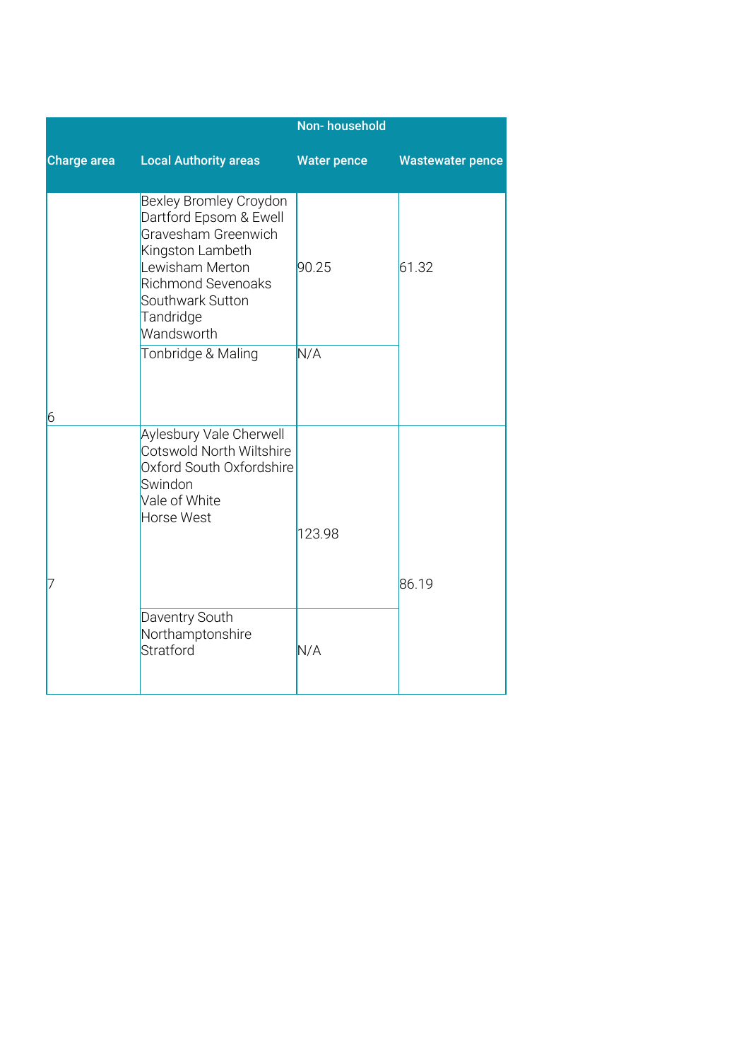| Charge area | Local Authority areas | Non- household Water pence | Wastewater pence |
|---|---|---|---|
| 6 | Bexley Bromley Croydon Dartford Epsom & Ewell Gravesham Greenwich Kingston Lambeth Lewisham Merton Richmond Sevenoaks Southwark Sutton Tandridge Wandsworth | 90.25 | 61.32 |
| | Tonbridge & Maling | N/A | |
| 7 | Aylesbury Vale Cherwell Cotswold North Wiltshire Oxford South Oxfordshire Swindon Vale of White Horse West | 123.98 | 86.19 |
| | Daventry South Northamptonshire Stratford | N/A | |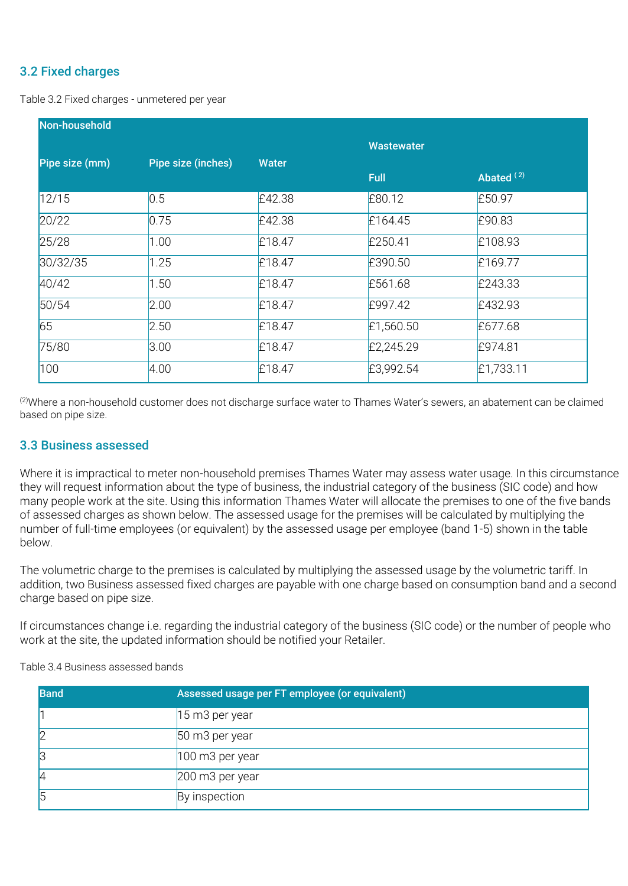## 3.2 Fixed charges

Table 3.2 Fixed charges - unmetered per year

| Non-household | | | | |
|---|---|---|---|---|
| Pipe size (mm) | Pipe size (inches) | Water | Wastewater | |
| | | | Full | Abated [2] |
| 12/15 | 0.5 | £42.38 | £80.12 | £50.97 |
| 20/22 | 0.75 | £42.38 | £164.45 | £90.83 |
| 25/28 | 1.00 | £18.47 | £250.41 | £108.93 |
| 30/32/35 | 1.25 | £18.47 | £390.50 | £169.77 |
| 40/42 | 1.50 | £18.47 | £561.68 | £243.33 |
| 50/54 | 2.00 | £18.47 | £997.42 | £432.93 |
| 65 | 2.50 | £18.47 | £1,560.50 | £677.68 |
| 75/80 | 3.00 | £18.47 | £2,245.29 | £974.81 |
| 100 | 4.00 | £18.47 | £3,992.54 | £1,733.11 |

[2] Where a non-household customer does not discharge surface water to Thames Water's sewers, an abatement can be claimed based on pipe size.

## 3.3 Business assessed

Where it is impractical to meter non-household premises Thames Water may assess water usage. In this circumstance they will request information about the type of business, the industrial category of the business (SIC code) and how many people work at the site. Using this information Thames Water will allocate the premises to one of the five bands of assessed charges as shown below. The assessed usage for the premises will be calculated by multiplying the number of full-time employees (or equivalent) by the assessed usage per employee (band 1-5) shown in the table below.

The volumetric charge to the premises is calculated by multiplying the assessed usage by the volumetric tariff. In addition, two Business assessed fixed charges are payable with one charge based on consumption band and a second charge based on pipe size.

If circumstances change i.e. regarding the industrial category of the business (SIC code) or the number of people who work at the site, the updated information should be notified your Retailer.

Table 3.4 Business assessed bands

| Band | Assessed usage per FT employee (or equivalent) |
|---|---|
| 1 | 15 m3 per year |
| 2 | 50 m3 per year |
| 3 | 100 m3 per year |
| 4 | 200 m3 per year |
| 5 | By inspection |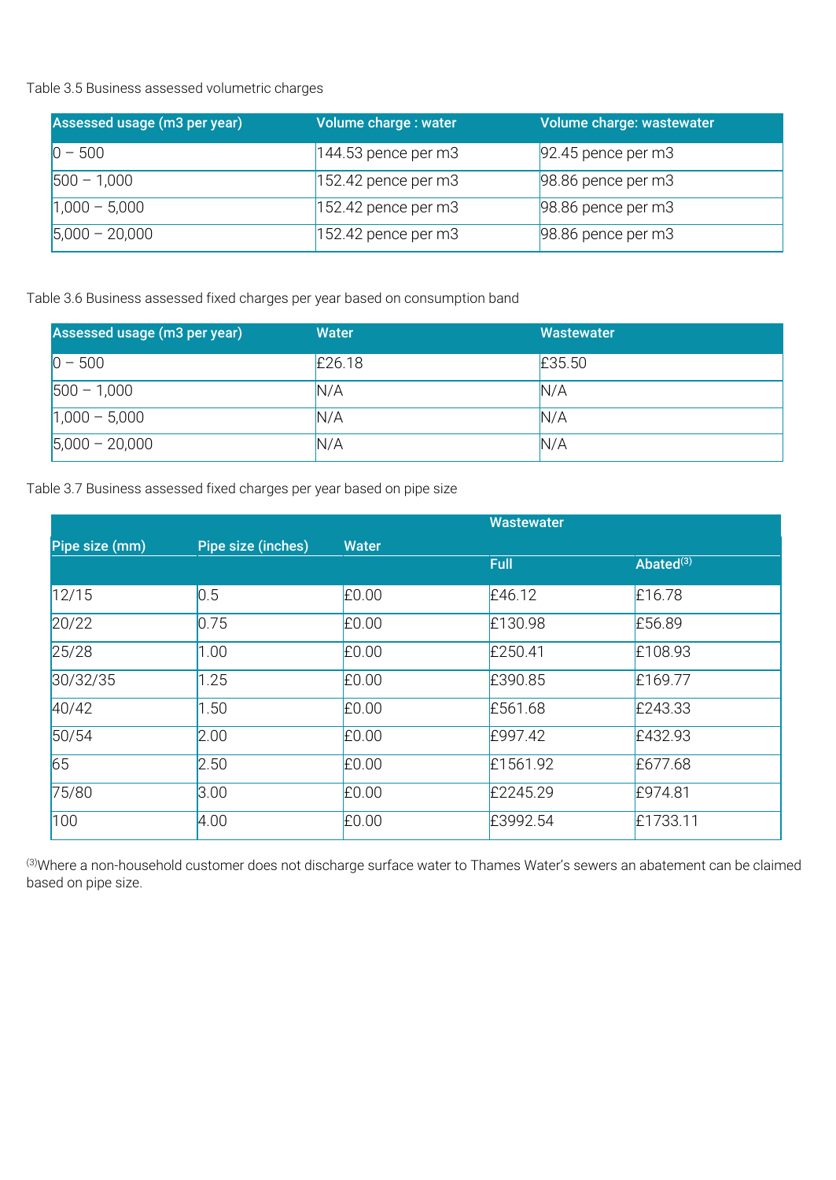Table 3.5 Business assessed volumetric charges

| Assessed usage (m3 per year) | Volume charge : water | Volume charge: wastewater |
|---|---|---|
| 0 – 500 | 144.53 pence per m3 | 92.45 pence per m3 |
| 500 – 1,000 | 152.42 pence per m3 | 98.86 pence per m3 |
| 1,000 – 5,000 | 152.42 pence per m3 | 98.86 pence per m3 |
| 5,000 – 20,000 | 152.42 pence per m3 | 98.86 pence per m3 |

Table 3.6 Business assessed fixed charges per year based on consumption band

| Assessed usage (m3 per year) | Water | Wastewater |
|---|---|---|
| 0 – 500 | £26.18 | £35.50 |
| 500 – 1,000 | N/A | N/A |
| 1,000 – 5,000 | N/A | N/A |
| 5,000 – 20,000 | N/A | N/A |

Table 3.7 Business assessed fixed charges per year based on pipe size

| Pipe size (mm) | Pipe size (inches) | Water | Wastewater | |
|---|---|---|---|---|
| | | | Full | Abated[3] |
| 12/15 | 0.5 | £0.00 | £46.12 | £16.78 |
| 20/22 | 0.75 | £0.00 | £130.98 | £56.89 |
| 25/28 | 1.00 | £0.00 | £250.41 | £108.93 |
| 30/32/35 | 1.25 | £0.00 | £390.85 | £169.77 |
| 40/42 | 1.50 | £0.00 | £561.68 | £243.33 |
| 50/54 | 2.00 | £0.00 | £997.42 | £432.93 |
| 65 | 2.50 | £0.00 | £1561.92 | £677.68 |
| 75/80 | 3.00 | £0.00 | £2245.29 | £974.81 |
| 100 | 4.00 | £0.00 | £3992.54 | £1733.11 |

[3] Where a non-household customer does not discharge surface water to Thames Water's sewers an abatement can be claimed based on pipe size.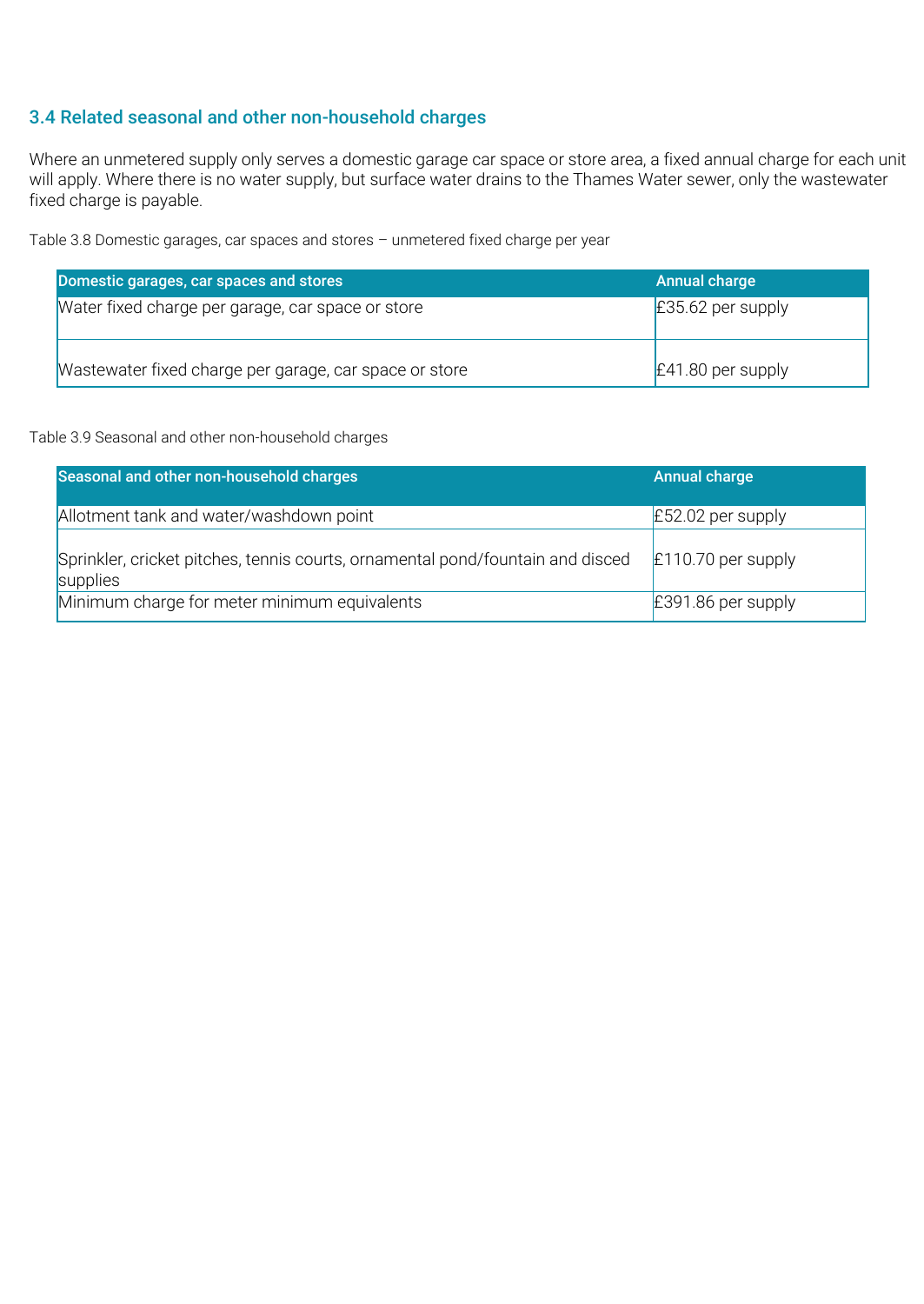### 3.4 Related seasonal and other non-household charges

Where an unmetered supply only serves a domestic garage car space or store area, a fixed annual charge for each unit will apply. Where there is no water supply, but surface water drains to the Thames Water sewer, only the wastewater fixed charge is payable.

Table 3.8 Domestic garages, car spaces and stores – unmetered fixed charge per year

| Domestic garages, car spaces and stores | Annual charge |
|---|---|
| Water fixed charge per garage, car space or store | £35.62 per supply |
| Wastewater fixed charge per garage, car space or store | £41.80 per supply |

Table 3.9 Seasonal and other non-household charges

| Seasonal and other non-household charges | Annual charge |
|---|---|
| Allotment tank and water/washdown point | £52.02 per supply |
| Sprinkler, cricket pitches, tennis courts, ornamental pond/fountain and disced supplies | £110.70 per supply |
| Minimum charge for meter minimum equivalents | £391.86 per supply |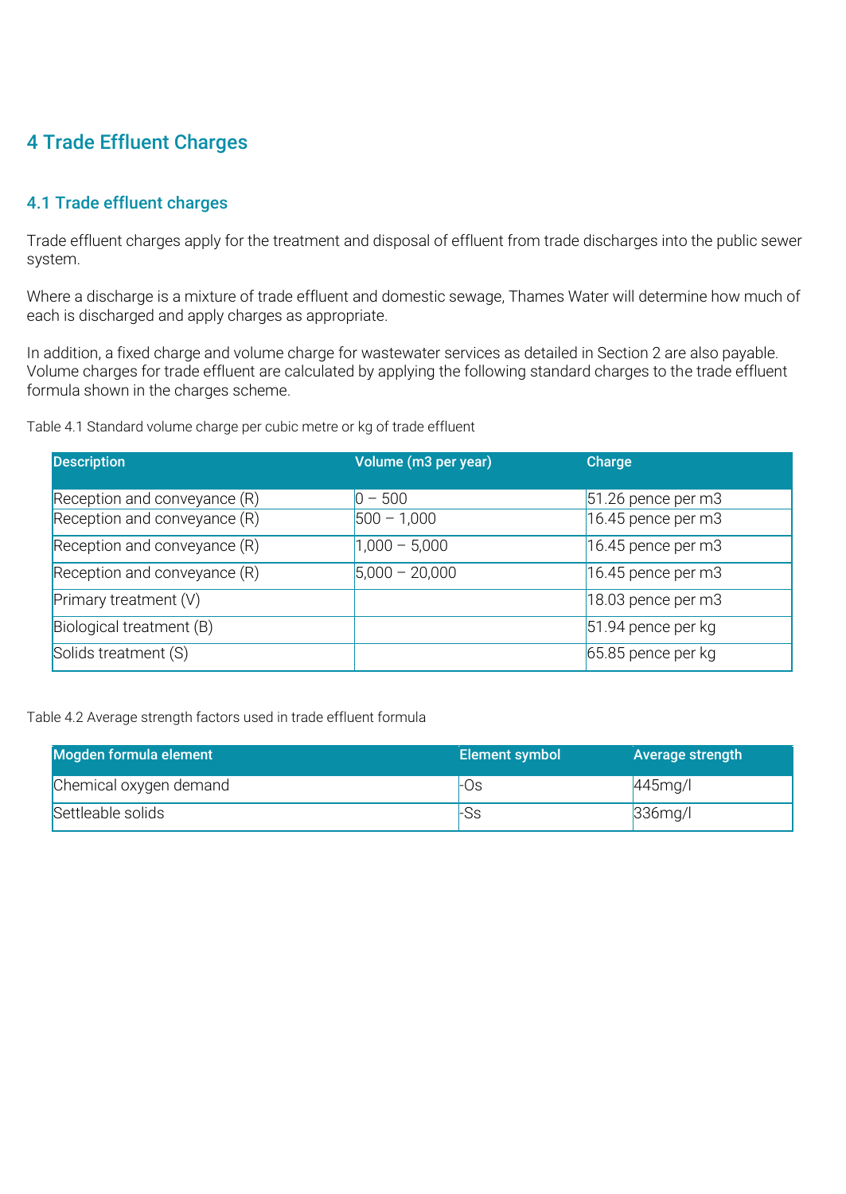# 4 Trade Effluent Charges

## 4.1 Trade effluent charges

Trade effluent charges apply for the treatment and disposal of effluent from trade discharges into the public sewer system.

Where a discharge is a mixture of trade effluent and domestic sewage, Thames Water will determine how much of each is discharged and apply charges as appropriate.

In addition, a fixed charge and volume charge for wastewater services as detailed in Section 2 are also payable. Volume charges for trade effluent are calculated by applying the following standard charges to the trade effluent formula shown in the charges scheme.

Table 4.1 Standard volume charge per cubic metre or kg of trade effluent

| Description | Volume (m3 per year) | Charge |
|---|---|---|
| Reception and conveyance (R) | 0 – 500 | 51.26 pence per m3 |
| Reception and conveyance (R) | 500 – 1,000 | 16.45 pence per m3 |
| Reception and conveyance (R) | 1,000 – 5,000 | 16.45 pence per m3 |
| Reception and conveyance (R) | 5,000 – 20,000 | 16.45 pence per m3 |
| Primary treatment (V) | | 18.03 pence per m3 |
| Biological treatment (B) | | 51.94 pence per kg |
| Solids treatment (S) | | 65.85 pence per kg |

Table 4.2 Average strength factors used in trade effluent formula

| Mogden formula element | Element symbol | Average strength |
|---|---|---|
| Chemical oxygen demand | -Os | 445mg/l |
| Settleable solids | -Ss | 336mg/l |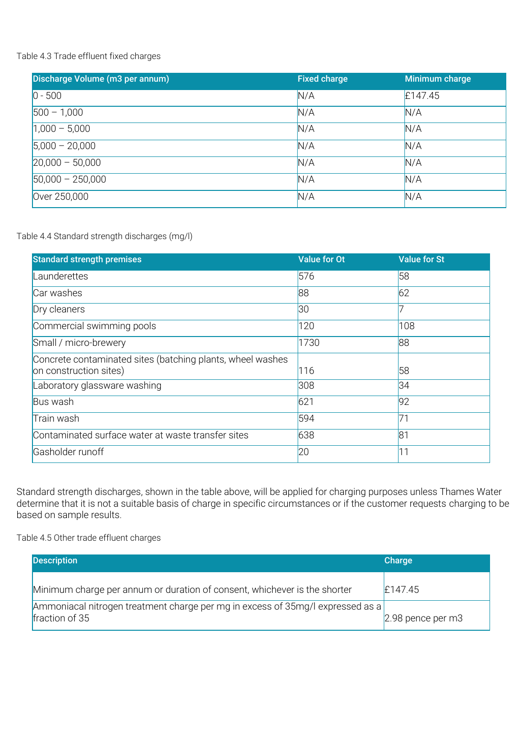Table 4.3 Trade effluent fixed charges

| Discharge Volume (m3 per annum) | Fixed charge | Minimum charge |
|---|---|---|
| 0 - 500 | N/A | £147.45 |
| 500 – 1,000 | N/A | N/A |
| 1,000 – 5,000 | N/A | N/A |
| 5,000 – 20,000 | N/A | N/A |
| 20,000 – 50,000 | N/A | N/A |
| 50,000 – 250,000 | N/A | N/A |
| Over 250,000 | N/A | N/A |

Table 4.4 Standard strength discharges (mg/l)

| Standard strength premises | Value for Ot | Value for St |
|---|---|---|
| Launderettes | 576 | 58 |
| Car washes | 88 | 62 |
| Dry cleaners | 30 | 7 |
| Commercial swimming pools | 120 | 108 |
| Small / micro-brewery | 1730 | 88 |
| Concrete contaminated sites (batching plants, wheel washes on construction sites) | 116 | 58 |
| Laboratory glassware washing | 308 | 34 |
| Bus wash | 621 | 92 |
| Train wash | 594 | 71 |
| Contaminated surface water at waste transfer sites | 638 | 81 |
| Gasholder runoff | 20 | 11 |

Standard strength discharges, shown in the table above, will be applied for charging purposes unless Thames Water determine that it is not a suitable basis of charge in specific circumstances or if the customer requests charging to be based on sample results.

Table 4.5 Other trade effluent charges

| Description | Charge |
|---|---|
| Minimum charge per annum or duration of consent, whichever is the shorter | £147.45 |
| Ammoniacal nitrogen treatment charge per mg in excess of 35mg/l expressed as a fraction of 35 | 2.98 pence per m3 |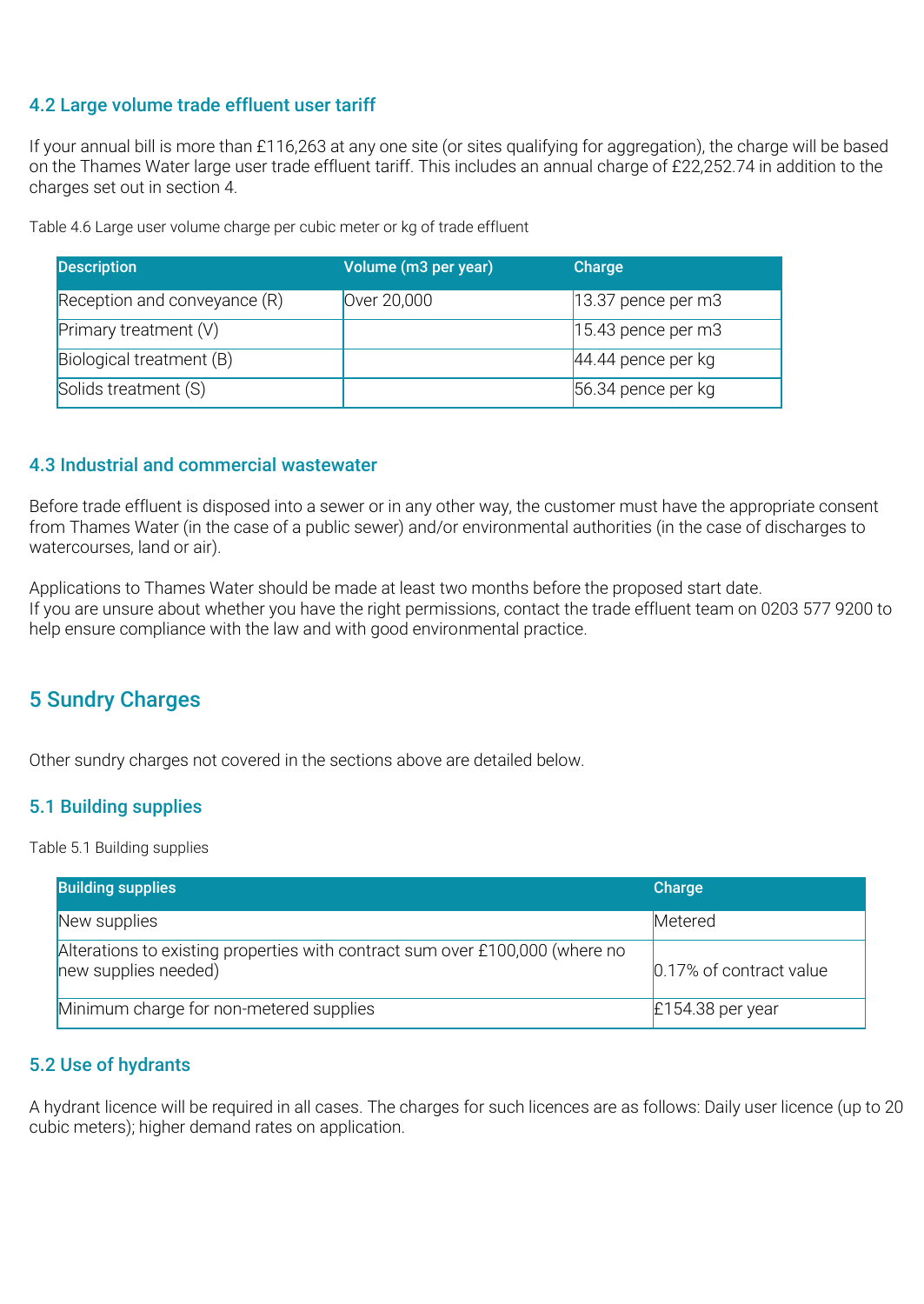### 4.2 Large volume trade effluent user tariff

If your annual bill is more than £116,263 at any one site (or sites qualifying for aggregation), the charge will be based on the Thames Water large user trade effluent tariff. This includes an annual charge of £22,252.74 in addition to the charges set out in section 4.

Table 4.6 Large user volume charge per cubic meter or kg of trade effluent

| Description | Volume (m3 per year) | Charge |
|---|---|---|
| Reception and conveyance (R) | Over 20,000 | 13.37 pence per m3 |
| Primary treatment (V) | | 15.43 pence per m3 |
| Biological treatment (B) | | 44.44 pence per kg |
| Solids treatment (S) | | 56.34 pence per kg |

### 4.3 Industrial and commercial wastewater

Before trade effluent is disposed into a sewer or in any other way, the customer must have the appropriate consent from Thames Water (in the case of a public sewer) and/or environmental authorities (in the case of discharges to watercourses, land or air).

Applications to Thames Water should be made at least two months before the proposed start date.
If you are unsure about whether you have the right permissions, contact the trade effluent team on 0203 577 9200 to help ensure compliance with the law and with good environmental practice.

## 5 Sundry Charges

Other sundry charges not covered in the sections above are detailed below.

### 5.1 Building supplies

Table 5.1 Building supplies

| Building supplies | Charge |
|---|---|
| New supplies | Metered |
| Alterations to existing properties with contract sum over £100,000 (where no new supplies needed) | 0.17% of contract value |
| Minimum charge for non-metered supplies | £154.38 per year |

### 5.2 Use of hydrants

A hydrant licence will be required in all cases. The charges for such licences are as follows: Daily user licence (up to 20 cubic meters); higher demand rates on application.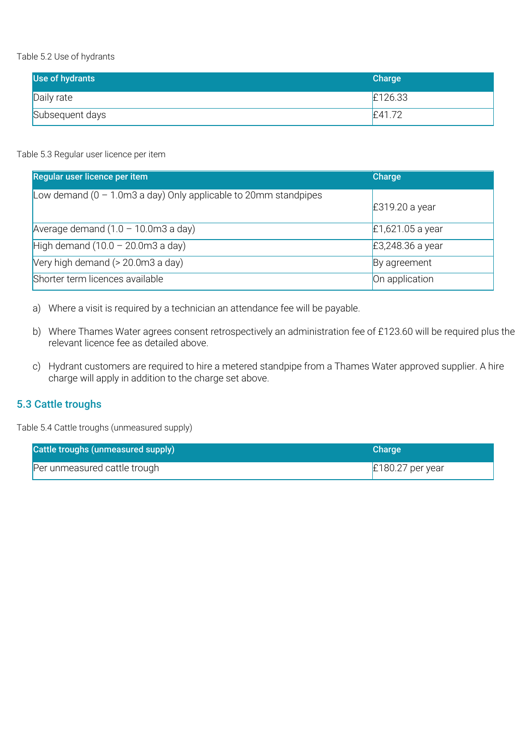Table 5.2 Use of hydrants

| Use of hydrants | Charge |
|---|---|
| Daily rate | £126.33 |
| Subsequent days | £41.72 |

Table 5.3 Regular user licence per item

| Regular user licence per item | Charge |
|---|---|
| Low demand (0 – 1.0m3 a day) Only applicable to 20mm standpipes | £319.20 a year |
| Average demand (1.0 – 10.0m3 a day) | £1,621.05 a year |
| High demand (10.0 – 20.0m3 a day) | £3,248.36 a year |
| Very high demand (> 20.0m3 a day) | By agreement |
| Shorter term licences available | On application |

a) Where a visit is required by a technician an attendance fee will be payable.

b) Where Thames Water agrees consent retrospectively an administration fee of £123.60 will be required plus the relevant licence fee as detailed above.

c) Hydrant customers are required to hire a metered standpipe from a Thames Water approved supplier. A hire charge will apply in addition to the charge set above.

## 5.3 Cattle troughs

Table 5.4 Cattle troughs (unmeasured supply)

| Cattle troughs (unmeasured supply) | Charge |
|---|---|
| Per unmeasured cattle trough | £180.27 per year |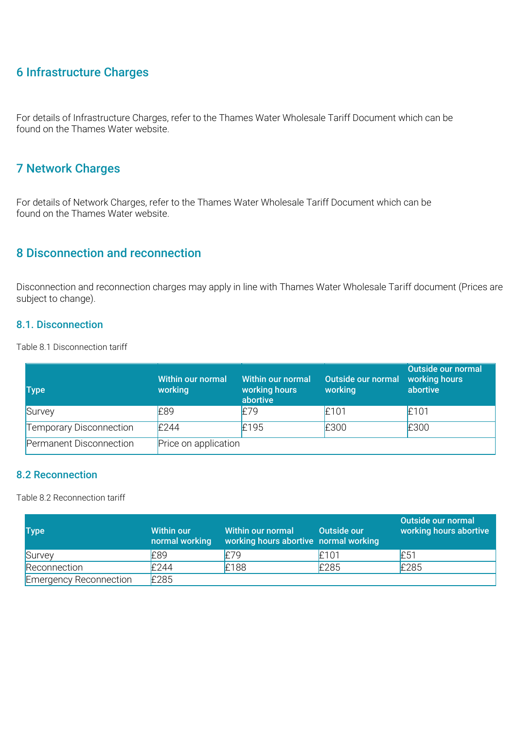## 6 Infrastructure Charges

For details of Infrastructure Charges, refer to the Thames Water Wholesale Tariff Document which can be found on the Thames Water website.

## 7 Network Charges

For details of Network Charges, refer to the Thames Water Wholesale Tariff Document which can be found on the Thames Water website.

## 8 Disconnection and reconnection

Disconnection and reconnection charges may apply in line with Thames Water Wholesale Tariff document (Prices are subject to change).

### 8.1. Disconnection

Table 8.1 Disconnection tariff

| Type | Within our normal working | Within our normal working hours abortive | Outside our normal working | Outside our normal working hours abortive |
|---|---|---|---|---|
| Survey | £89 | £79 | £101 | £101 |
| Temporary Disconnection | £244 | £195 | £300 | £300 |
| Permanent Disconnection | Price on application | | | |

### 8.2 Reconnection

Table 8.2 Reconnection tariff

| Type | Within our normal working | Within our normal working hours abortive | Outside our normal working | Outside our normal working hours abortive |
|---|---|---|---|---|
| Survey | £89 | £79 | £101 | £51 |
| Reconnection | £244 | £188 | £285 | £285 |
| Emergency Reconnection | £285 | | | |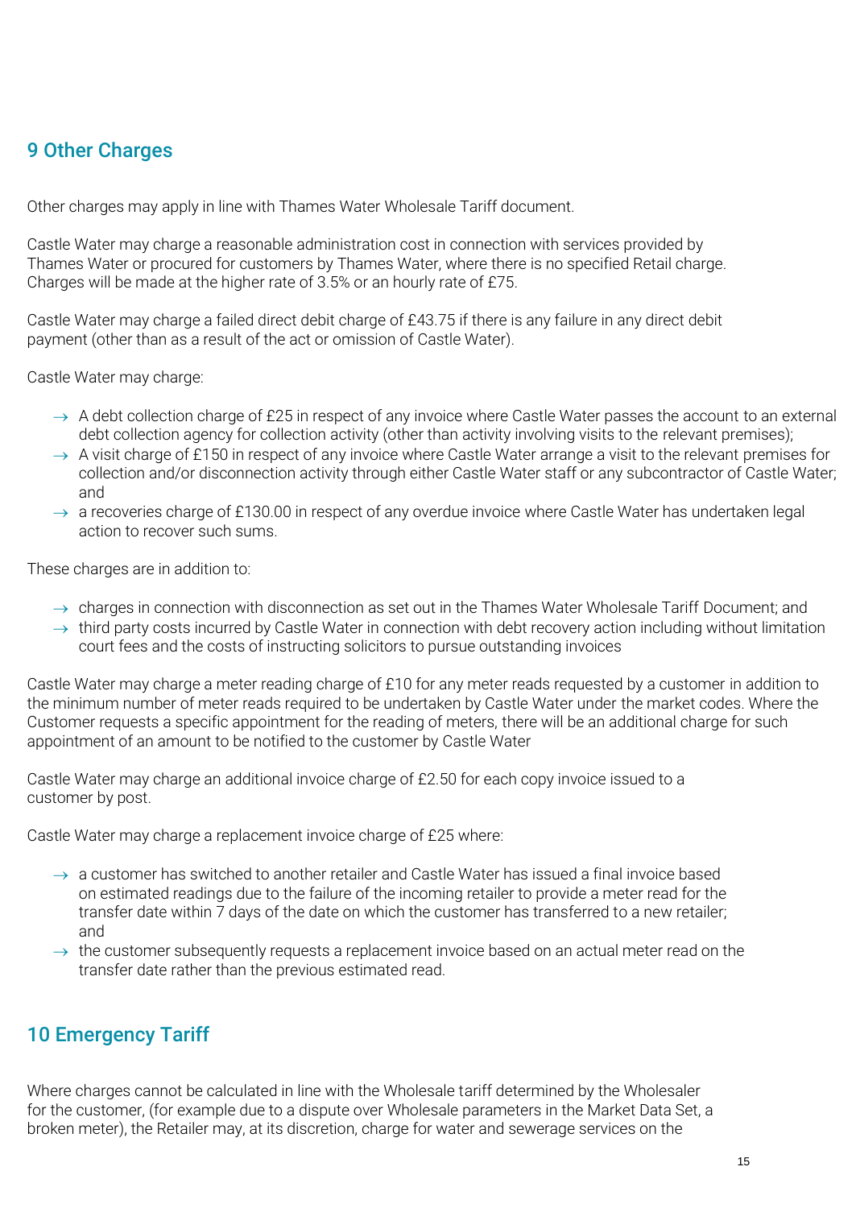## 9 Other Charges

Other charges may apply in line with Thames Water Wholesale Tariff document.

Castle Water may charge a reasonable administration cost in connection with services provided by Thames Water or procured for customers by Thames Water, where there is no specified Retail charge. Charges will be made at the higher rate of 3.5% or an hourly rate of £75.

Castle Water may charge a failed direct debit charge of £43.75 if there is any failure in any direct debit payment (other than as a result of the act or omission of Castle Water).

Castle Water may charge:

- A debt collection charge of £25 in respect of any invoice where Castle Water passes the account to an external debt collection agency for collection activity (other than activity involving visits to the relevant premises);
- A visit charge of £150 in respect of any invoice where Castle Water arrange a visit to the relevant premises for collection and/or disconnection activity through either Castle Water staff or any subcontractor of Castle Water; and
- a recoveries charge of £130.00 in respect of any overdue invoice where Castle Water has undertaken legal action to recover such sums.

These charges are in addition to:

- charges in connection with disconnection as set out in the Thames Water Wholesale Tariff Document; and
- third party costs incurred by Castle Water in connection with debt recovery action including without limitation court fees and the costs of instructing solicitors to pursue outstanding invoices

Castle Water may charge a meter reading charge of £10 for any meter reads requested by a customer in addition to the minimum number of meter reads required to be undertaken by Castle Water under the market codes. Where the Customer requests a specific appointment for the reading of meters, there will be an additional charge for such appointment of an amount to be notified to the customer by Castle Water

Castle Water may charge an additional invoice charge of £2.50 for each copy invoice issued to a customer by post.

Castle Water may charge a replacement invoice charge of £25 where:

- a customer has switched to another retailer and Castle Water has issued a final invoice based on estimated readings due to the failure of the incoming retailer to provide a meter read for the transfer date within 7 days of the date on which the customer has transferred to a new retailer; and
- the customer subsequently requests a replacement invoice based on an actual meter read on the transfer date rather than the previous estimated read.

## 10 Emergency Tariff

Where charges cannot be calculated in line with the Wholesale tariff determined by the Wholesaler for the customer, (for example due to a dispute over Wholesale parameters in the Market Data Set, a broken meter), the Retailer may, at its discretion, charge for water and sewerage services on the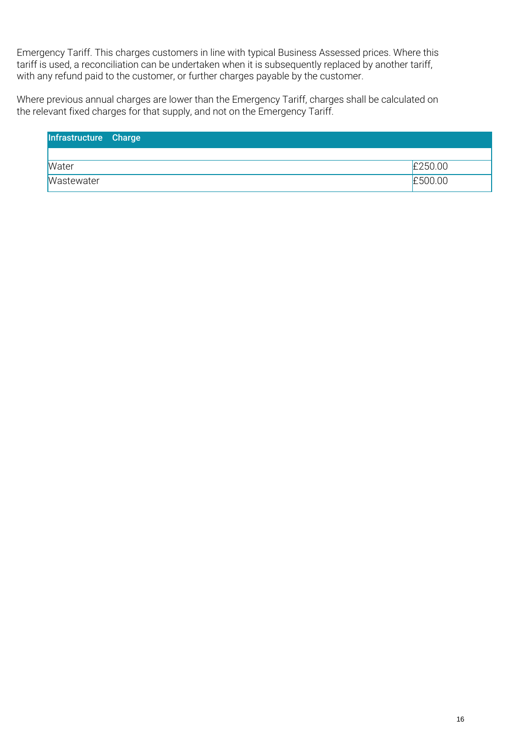Emergency Tariff. This charges customers in line with typical Business Assessed prices. Where this tariff is used, a reconciliation can be undertaken when it is subsequently replaced by another tariff, with any refund paid to the customer, or further charges payable by the customer.

Where previous annual charges are lower than the Emergency Tariff, charges shall be calculated on the relevant fixed charges for that supply, and not on the Emergency Tariff.

| Infrastructure Charge | |
|---|---|
| | |
| Water | £250.00 |
| Wastewater | £500.00 |